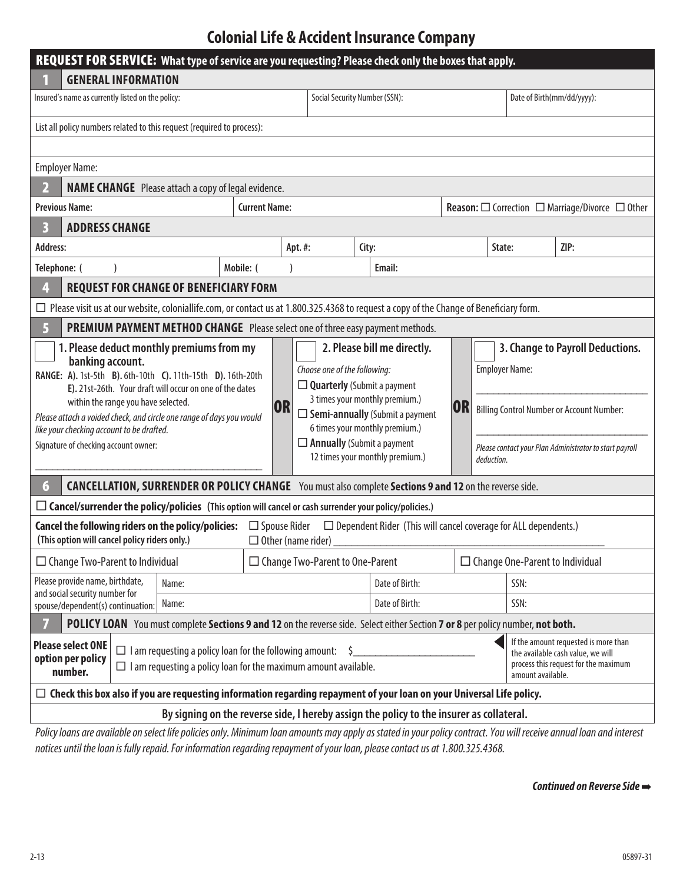# Colonial Life & Accident Insurance Company

**REQUEST FOR SERVICE: What type of service are you requesting? Please check only the boxes that apply.**

## 1 GENERAL INFORMATION

| Insured's name as currently listed on the policy: | Social Security Number (SSN): | Date of Birth(mm/dd/yyyy): |
|---|---|---|
| | | |

List all policy numbers related to this request (required to process):

Employer Name:

## 2 NAME CHANGE Please attach a copy of legal evidence.

| **Previous Name:** | **Current Name:** | **Reason:** ☐ Correction ☐ Marriage/Divorce ☐ Other |
|---|---|---|

## 3 ADDRESS CHANGE

| **Address:** | **Apt. #:** | **City:** | **State:** | **ZIP:** |
|---|---|---|---|---|
| **Telephone: (  )** | **Mobile: (  )** | **Email:** | | |

## 4 REQUEST FOR CHANGE OF BENEFICIARY FORM

☐ Please visit us at our website, coloniallife.com, or contact us at 1.800.325.4368 to request a copy of the Change of Beneficiary form.

## 5 PREMIUM PAYMENT METHOD CHANGE Please select one of three easy payment methods.

☐ **1. Please deduct monthly premiums from my banking account.**

**RANGE: A).** 1st-5th **B).** 6th-10th **C).** 11th-15th **D).** 16th-20th **E).** 21st-26th. Your draft will occur on one of the dates within the range you have selected.

*Please attach a voided check, and circle one range of days you would like your checking account to be drafted.*

Signature of checking account owner: \_\_\_\_\_\_\_\_\_\_\_\_\_\_\_\_\_\_\_\_\_\_\_\_\_\_\_\_\_\_

**OR**

☐ **2. Please bill me directly.**

*Choose one of the following:*

- ☐ **Quarterly** (Submit a payment 3 times your monthly premium.)
- ☐ **Semi-annually** (Submit a payment 6 times your monthly premium.)
- ☐ **Annually** (Submit a payment 12 times your monthly premium.)

**OR**

☐ **3. Change to Payroll Deductions.**

Employer Name: \_\_\_\_\_\_\_\_\_\_\_\_\_\_\_\_\_\_\_\_\_\_\_\_\_\_\_\_\_\_

Billing Control Number or Account Number: \_\_\_\_\_\_\_\_\_\_\_\_\_\_\_\_\_\_\_\_\_\_\_\_\_\_\_\_\_\_

*Please contact your Plan Administrator to start payroll deduction.*

## 6 CANCELLATION, SURRENDER OR POLICY CHANGE You must also complete **Sections 9 and 12** on the reverse side.

☐ **Cancel/surrender the policy/policies (This option will cancel or cash surrender your policy/policies.)**

**Cancel the following riders on the policy/policies: (This option will cancel policy riders only.)** ☐ Spouse Rider ☐ Dependent Rider (This will cancel coverage for ALL dependents.) ☐ Other (name rider) \_\_\_\_\_\_\_\_\_\_\_\_\_\_\_\_\_\_\_\_\_\_\_\_\_\_\_\_\_\_

☐ Change Two-Parent to Individual ☐ Change Two-Parent to One-Parent ☐ Change One-Parent to Individual

| Please provide name, birthdate, and social security number for spouse/dependent(s) continuation: | Name: | Date of Birth: | SSN: |
|---|---|---|---|
| | Name: | Date of Birth: | SSN: |

## 7 POLICY LOAN You must complete **Sections 9 and 12** on the reverse side. Select either Section **7 or 8** per policy number, **not both.**

**Please select ONE option per policy number.**

- ☐ I am requesting a policy loan for the following amount: $\_\_\_\_\_\_\_\_\_\_\_\_\_\_\_\_\_\_\_\_
- ☐ I am requesting a policy loan for the maximum amount available.

If the amount requested is more than the available cash value, we will process this request for the maximum amount available.

☐ **Check this box also if you are requesting information regarding repayment of your loan on your Universal Life policy.**

**By signing on the reverse side, I hereby assign the policy to the insurer as collateral.**

*Policy loans are available on select life policies only. Minimum loan amounts may apply as stated in your policy contract. You will receive annual loan and interest notices until the loan is fully repaid. For information regarding repayment of your loan, please contact us at 1.800.325.4368.*

***Continued on Reverse Side ➡***

2-13 05897-31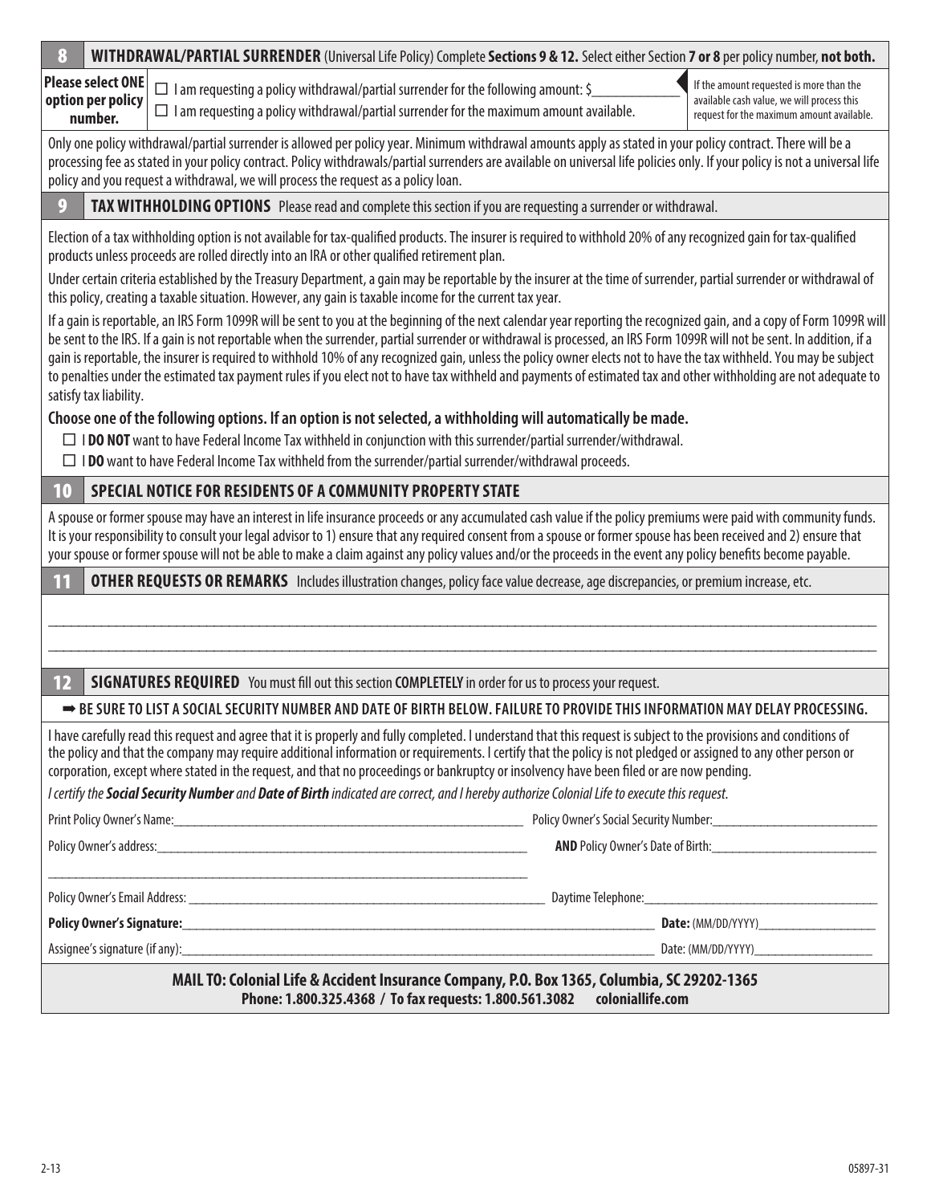## 8 WITHDRAWAL/PARTIAL SURRENDER (Universal Life Policy) Complete **Sections 9 & 12.** Select either Section **7 or 8** per policy number, **not both.**

**Please select ONE option per policy number.**

☐ I am requesting a policy withdrawal/partial surrender for the following amount: $____________

☐ I am requesting a policy withdrawal/partial surrender for the maximum amount available.

If the amount requested is more than the available cash value, we will process this request for the maximum amount available.

Only one policy withdrawal/partial surrender is allowed per policy year. Minimum withdrawal amounts apply as stated in your policy contract. There will be a processing fee as stated in your policy contract. Policy withdrawals/partial surrenders are available on universal life policies only. If your policy is not a universal life policy and you request a withdrawal, we will process the request as a policy loan.

## 9 TAX WITHHOLDING OPTIONS Please read and complete this section if you are requesting a surrender or withdrawal.

Election of a tax withholding option is not available for tax-qualified products. The insurer is required to withhold 20% of any recognized gain for tax-qualified products unless proceeds are rolled directly into an IRA or other qualified retirement plan.

Under certain criteria established by the Treasury Department, a gain may be reportable by the insurer at the time of surrender, partial surrender or withdrawal of this policy, creating a taxable situation. However, any gain is taxable income for the current tax year.

If a gain is reportable, an IRS Form 1099R will be sent to you at the beginning of the next calendar year reporting the recognized gain, and a copy of Form 1099R will be sent to the IRS. If a gain is not reportable when the surrender, partial surrender or withdrawal is processed, an IRS Form 1099R will not be sent. In addition, if a gain is reportable, the insurer is required to withhold 10% of any recognized gain, unless the policy owner elects not to have the tax withheld. You may be subject to penalties under the estimated tax payment rules if you elect not to have tax withheld and payments of estimated tax and other withholding are not adequate to satisfy tax liability.

**Choose one of the following options. If an option is not selected, a withholding will automatically be made.**

☐ I **DO NOT** want to have Federal Income Tax withheld in conjunction with this surrender/partial surrender/withdrawal.

☐ I **DO** want to have Federal Income Tax withheld from the surrender/partial surrender/withdrawal proceeds.

## 10 SPECIAL NOTICE FOR RESIDENTS OF A COMMUNITY PROPERTY STATE

A spouse or former spouse may have an interest in life insurance proceeds or any accumulated cash value if the policy premiums were paid with community funds. It is your responsibility to consult your legal advisor to 1) ensure that any required consent from a spouse or former spouse has been received and 2) ensure that your spouse or former spouse will not be able to make a claim against any policy values and/or the proceeds in the event any policy benefits become payable.

## 11 OTHER REQUESTS OR REMARKS Includes illustration changes, policy face value decrease, age discrepancies, or premium increase, etc.

______________________________________________________________________

______________________________________________________________________

## 12 SIGNATURES REQUIRED You must fill out this section **COMPLETELY** in order for us to process your request.

**➡ BE SURE TO LIST A SOCIAL SECURITY NUMBER AND DATE OF BIRTH BELOW. FAILURE TO PROVIDE THIS INFORMATION MAY DELAY PROCESSING.**

I have carefully read this request and agree that it is properly and fully completed. I understand that this request is subject to the provisions and conditions of the policy and that the company may require additional information or requirements. I certify that the policy is not pledged or assigned to any other person or corporation, except where stated in the request, and that no proceedings or bankruptcy or insolvency have been filed or are now pending.

*I certify the **Social Security Number** and **Date of Birth** indicated are correct, and I hereby authorize Colonial Life to execute this request.*

Print Policy Owner's Name:______________________ Policy Owner's Social Security Number:______________________

Policy Owner's address:______________________ **AND** Policy Owner's Date of Birth:______________________

______________________

Policy Owner's Email Address: ______________________ Daytime Telephone:______________________

**Policy Owner's Signature:**______________________ **Date:** (MM/DD/YYYY)______________________

Assignee's signature (if any):______________________ Date: (MM/DD/YYYY)______________________

**MAIL TO: Colonial Life & Accident Insurance Company, P.O. Box 1365, Columbia, SC 29202-1365**
**Phone: 1.800.325.4368 / To fax requests: 1.800.561.3082 coloniallife.com**

2-13 05897-31